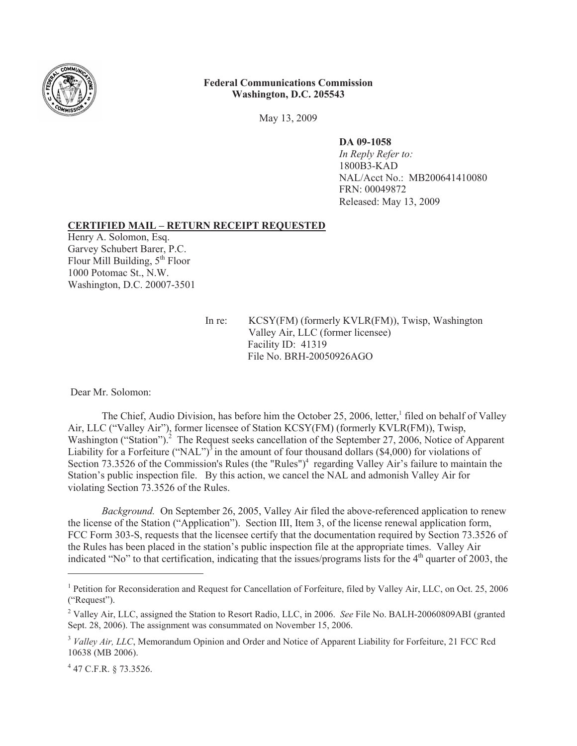**Federal Communications Commission**
**Washington, D.C. 205543**

May 13, 2009

**DA 09-1058**
*In Reply Refer to:*
1800B3-KAD
NAL/Acct No.: MB200641410080
FRN: 00049872
Released: May 13, 2009

**CERTIFIED MAIL – RETURN RECEIPT REQUESTED**
Henry A. Solomon, Esq.
Garvey Schubert Barer, P.C.
Flour Mill Building, 5th Floor
1000 Potomac St., N.W.
Washington, D.C. 20007-3501

In re: KCSY(FM) (formerly KVLR(FM)), Twisp, Washington
Valley Air, LLC (former licensee)
Facility ID: 41319
File No. BRH-20050926AGO

Dear Mr. Solomon:

The Chief, Audio Division, has before him the October 25, 2006, letter,[1] filed on behalf of Valley Air, LLC ("Valley Air"), former licensee of Station KCSY(FM) (formerly KVLR(FM)), Twisp, Washington ("Station").[2] The Request seeks cancellation of the September 27, 2006, Notice of Apparent Liability for a Forfeiture ("NAL")[3] in the amount of four thousand dollars ($4,000) for violations of Section 73.3526 of the Commission's Rules (the "Rules")[4] regarding Valley Air's failure to maintain the Station's public inspection file. By this action, we cancel the NAL and admonish Valley Air for violating Section 73.3526 of the Rules.

*Background.* On September 26, 2005, Valley Air filed the above-referenced application to renew the license of the Station ("Application"). Section III, Item 3, of the license renewal application form, FCC Form 303-S, requests that the licensee certify that the documentation required by Section 73.3526 of the Rules has been placed in the station's public inspection file at the appropriate times. Valley Air indicated "No" to that certification, indicating that the issues/programs lists for the 4th quarter of 2003, the

---

[1] Petition for Reconsideration and Request for Cancellation of Forfeiture, filed by Valley Air, LLC, on Oct. 25, 2006 ("Request").

[2] Valley Air, LLC, assigned the Station to Resort Radio, LLC, in 2006. *See* File No. BALH-20060809ABI (granted Sept. 28, 2006). The assignment was consummated on November 15, 2006.

[3] *Valley Air, LLC*, Memorandum Opinion and Order and Notice of Apparent Liability for Forfeiture, 21 FCC Rcd 10638 (MB 2006).

[4] 47 C.F.R. § 73.3526.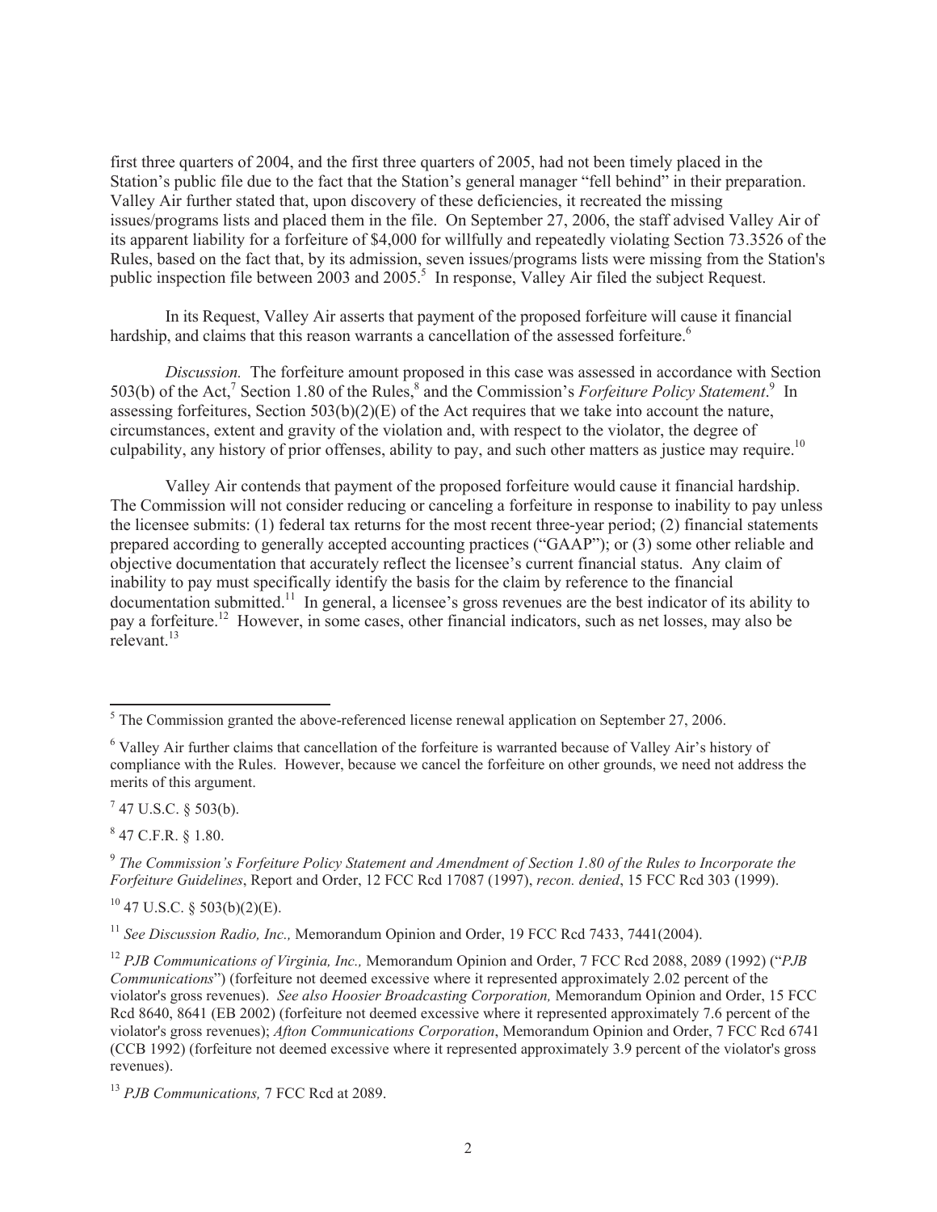first three quarters of 2004, and the first three quarters of 2005, had not been timely placed in the Station's public file due to the fact that the Station's general manager "fell behind" in their preparation. Valley Air further stated that, upon discovery of these deficiencies, it recreated the missing issues/programs lists and placed them in the file. On September 27, 2006, the staff advised Valley Air of its apparent liability for a forfeiture of $4,000 for willfully and repeatedly violating Section 73.3526 of the Rules, based on the fact that, by its admission, seven issues/programs lists were missing from the Station's public inspection file between 2003 and 2005.[5] In response, Valley Air filed the subject Request.

In its Request, Valley Air asserts that payment of the proposed forfeiture will cause it financial hardship, and claims that this reason warrants a cancellation of the assessed forfeiture.[6]

*Discussion.* The forfeiture amount proposed in this case was assessed in accordance with Section 503(b) of the Act,[7] Section 1.80 of the Rules,[8] and the Commission's *Forfeiture Policy Statement*.[9] In assessing forfeitures, Section 503(b)(2)(E) of the Act requires that we take into account the nature, circumstances, extent and gravity of the violation and, with respect to the violator, the degree of culpability, any history of prior offenses, ability to pay, and such other matters as justice may require.[10]

Valley Air contends that payment of the proposed forfeiture would cause it financial hardship. The Commission will not consider reducing or canceling a forfeiture in response to inability to pay unless the licensee submits: (1) federal tax returns for the most recent three-year period; (2) financial statements prepared according to generally accepted accounting practices ("GAAP"); or (3) some other reliable and objective documentation that accurately reflect the licensee's current financial status. Any claim of inability to pay must specifically identify the basis for the claim by reference to the financial documentation submitted.[11] In general, a licensee's gross revenues are the best indicator of its ability to pay a forfeiture.[12] However, in some cases, other financial indicators, such as net losses, may also be relevant.[13]

---

[5] The Commission granted the above-referenced license renewal application on September 27, 2006.

[6] Valley Air further claims that cancellation of the forfeiture is warranted because of Valley Air's history of compliance with the Rules. However, because we cancel the forfeiture on other grounds, we need not address the merits of this argument.

[7] 47 U.S.C. § 503(b).

[8] 47 C.F.R. § 1.80.

[9] *The Commission's Forfeiture Policy Statement and Amendment of Section 1.80 of the Rules to Incorporate the Forfeiture Guidelines*, Report and Order, 12 FCC Rcd 17087 (1997), *recon. denied*, 15 FCC Rcd 303 (1999).

[10] 47 U.S.C. § 503(b)(2)(E).

[11] *See Discussion Radio, Inc.,* Memorandum Opinion and Order, 19 FCC Rcd 7433, 7441(2004).

[12] *PJB Communications of Virginia, Inc.,* Memorandum Opinion and Order, 7 FCC Rcd 2088, 2089 (1992) ("*PJB Communications*") (forfeiture not deemed excessive where it represented approximately 2.02 percent of the violator's gross revenues). *See also Hoosier Broadcasting Corporation,* Memorandum Opinion and Order, 15 FCC Rcd 8640, 8641 (EB 2002) (forfeiture not deemed excessive where it represented approximately 7.6 percent of the violator's gross revenues); *Afton Communications Corporation*, Memorandum Opinion and Order, 7 FCC Rcd 6741 (CCB 1992) (forfeiture not deemed excessive where it represented approximately 3.9 percent of the violator's gross revenues).

[13] *PJB Communications,* 7 FCC Rcd at 2089.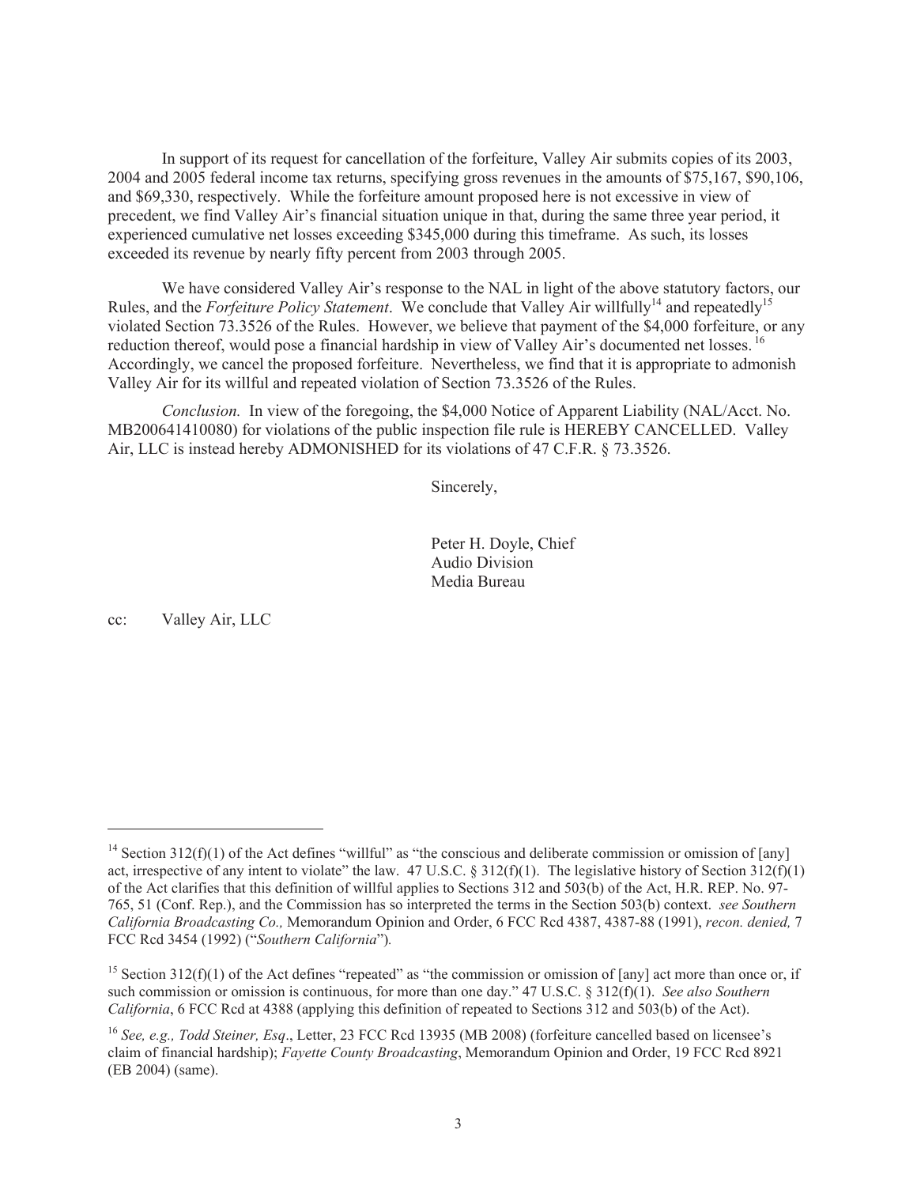In support of its request for cancellation of the forfeiture, Valley Air submits copies of its 2003, 2004 and 2005 federal income tax returns, specifying gross revenues in the amounts of $75,167, $90,106, and $69,330, respectively. While the forfeiture amount proposed here is not excessive in view of precedent, we find Valley Air's financial situation unique in that, during the same three year period, it experienced cumulative net losses exceeding $345,000 during this timeframe. As such, its losses exceeded its revenue by nearly fifty percent from 2003 through 2005.

We have considered Valley Air's response to the NAL in light of the above statutory factors, our Rules, and the *Forfeiture Policy Statement*. We conclude that Valley Air willfully[14] and repeatedly[15] violated Section 73.3526 of the Rules. However, we believe that payment of the $4,000 forfeiture, or any reduction thereof, would pose a financial hardship in view of Valley Air's documented net losses.[16] Accordingly, we cancel the proposed forfeiture. Nevertheless, we find that it is appropriate to admonish Valley Air for its willful and repeated violation of Section 73.3526 of the Rules.

*Conclusion.* In view of the foregoing, the $4,000 Notice of Apparent Liability (NAL/Acct. No. MB200641410080) for violations of the public inspection file rule is HEREBY CANCELLED. Valley Air, LLC is instead hereby ADMONISHED for its violations of 47 C.F.R. § 73.3526.

Sincerely,

Peter H. Doyle, Chief
Audio Division
Media Bureau

cc: Valley Air, LLC

---

[14] Section 312(f)(1) of the Act defines "willful" as "the conscious and deliberate commission or omission of [any] act, irrespective of any intent to violate" the law. 47 U.S.C. § 312(f)(1). The legislative history of Section 312(f)(1) of the Act clarifies that this definition of willful applies to Sections 312 and 503(b) of the Act, H.R. REP. No. 97-765, 51 (Conf. Rep.), and the Commission has so interpreted the terms in the Section 503(b) context. *see Southern California Broadcasting Co.,* Memorandum Opinion and Order, 6 FCC Rcd 4387, 4387-88 (1991), *recon. denied,* 7 FCC Rcd 3454 (1992) ("*Southern California*").

[15] Section 312(f)(1) of the Act defines "repeated" as "the commission or omission of [any] act more than once or, if such commission or omission is continuous, for more than one day." 47 U.S.C. § 312(f)(1). *See also Southern California*, 6 FCC Rcd at 4388 (applying this definition of repeated to Sections 312 and 503(b) of the Act).

[16] *See, e.g., Todd Steiner, Esq*., Letter, 23 FCC Rcd 13935 (MB 2008) (forfeiture cancelled based on licensee's claim of financial hardship); *Fayette County Broadcasting*, Memorandum Opinion and Order, 19 FCC Rcd 8921 (EB 2004) (same).